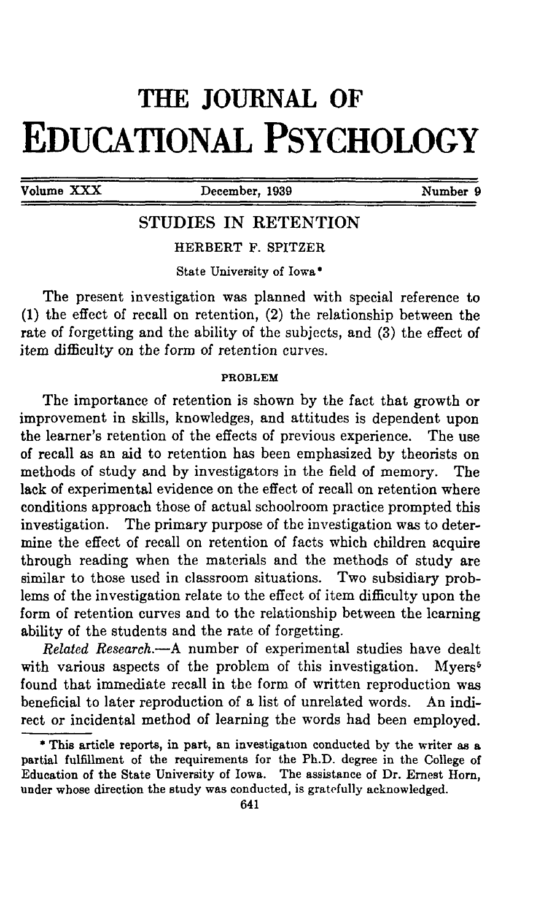# THE JOURNAL OF EDUCATIONAL PSYCHOLOGY

## STUDIES IN RETENTION

HERBERT F. SPITZER

State University of Iowa*

The present investigation was planned with special reference to (1) the effect of recall on retention, (2) the relationship between the rate of forgetting and the ability of the subjects, and (3) the effect of item difficulty on the form of retention curves.

### PROBLEM

The importance of retention is shown by the fact that growth or improvement in skills, knowledges, and attitudes is dependent upon the learner's retention of the effects of previous experience. The use of recall as an aid to retention has been emphasized by theorists on methods of study and by investigators in the field of memory. The lack of experimental evidence on the effect of recall on retention where conditions approach those of actual schoolroom practice prompted this investigation. The primary purpose of the investigation was to determine the effect of recall on retention of facts which children acquire through reading when the materials and the methods of study are similar to those used in classroom situations. Two subsidiary problems of the investigation relate to the effect of item difficulty upon the form of retention curves and to the relationship between the learning ability of the students and the rate of forgetting.

*Related Research.*—A number of experimental studies have dealt with various aspects of the problem of this investigation. Myers[5] found that immediate recall in the form of written reproduction was beneficial to later reproduction of a list of unrelated words. An indirect or incidental method of learning the words had been employed.

---

* This article reports, in part, an investigation conducted by the writer as a partial fulfillment of the requirements for the Ph.D. degree in the College of Education of the State University of Iowa. The assistance of Dr. Ernest Horn, under whose direction the study was conducted, is gratefully acknowledged.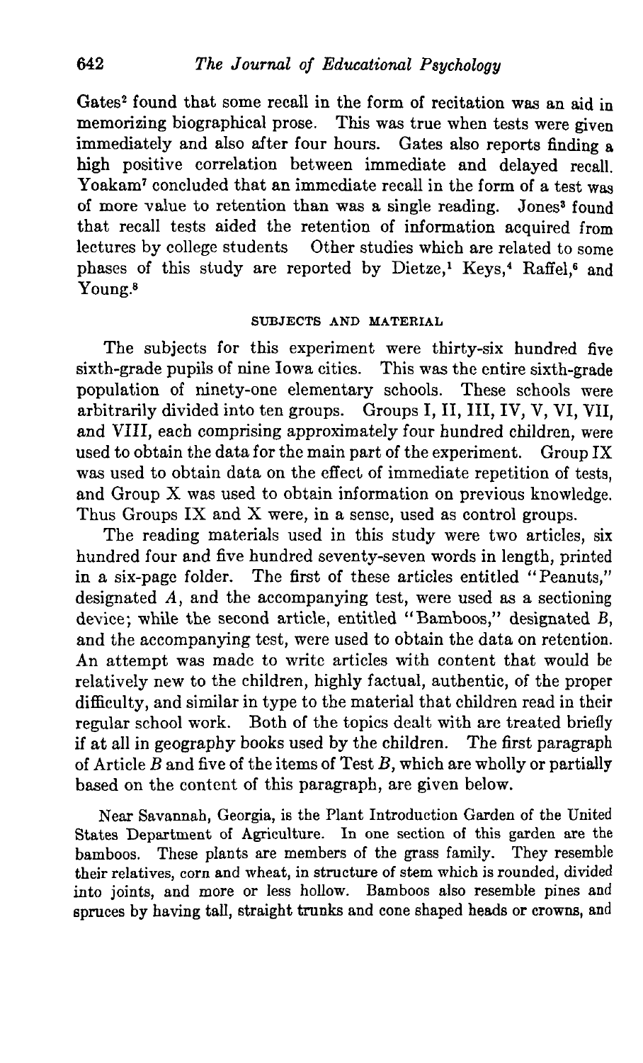Gates[2] found that some recall in the form of recitation was an aid in memorizing biographical prose. This was true when tests were given immediately and also after four hours. Gates also reports finding a high positive correlation between immediate and delayed recall. Yoakam[7] concluded that an immediate recall in the form of a test was of more value to retention than was a single reading. Jones[3] found that recall tests aided the retention of information acquired from lectures by college students Other studies which are related to some phases of this study are reported by Dietze,[1] Keys,[4] Raffel,[6] and Young.[8]

## SUBJECTS AND MATERIAL

The subjects for this experiment were thirty-six hundred five sixth-grade pupils of nine Iowa cities. This was the entire sixth-grade population of ninety-one elementary schools. These schools were arbitrarily divided into ten groups. Groups I, II, III, IV, V, VI, VII, and VIII, each comprising approximately four hundred children, were used to obtain the data for the main part of the experiment. Group IX was used to obtain data on the effect of immediate repetition of tests, and Group X was used to obtain information on previous knowledge. Thus Groups IX and X were, in a sense, used as control groups.

The reading materials used in this study were two articles, six hundred four and five hundred seventy-seven words in length, printed in a six-page folder. The first of these articles entitled "Peanuts," designated *A*, and the accompanying test, were used as a sectioning device; while the second article, entitled "Bamboos," designated *B*, and the accompanying test, were used to obtain the data on retention. An attempt was made to write articles with content that would be relatively new to the children, highly factual, authentic, of the proper difficulty, and similar in type to the material that children read in their regular school work. Both of the topics dealt with are treated briefly if at all in geography books used by the children. The first paragraph of Article *B* and five of the items of Test *B*, which are wholly or partially based on the content of this paragraph, are given below.

Near Savannah, Georgia, is the Plant Introduction Garden of the United States Department of Agriculture. In one section of this garden are the bamboos. These plants are members of the grass family. They resemble their relatives, corn and wheat, in structure of stem which is rounded, divided into joints, and more or less hollow. Bamboos also resemble pines and spruces by having tall, straight trunks and cone shaped heads or crowns, and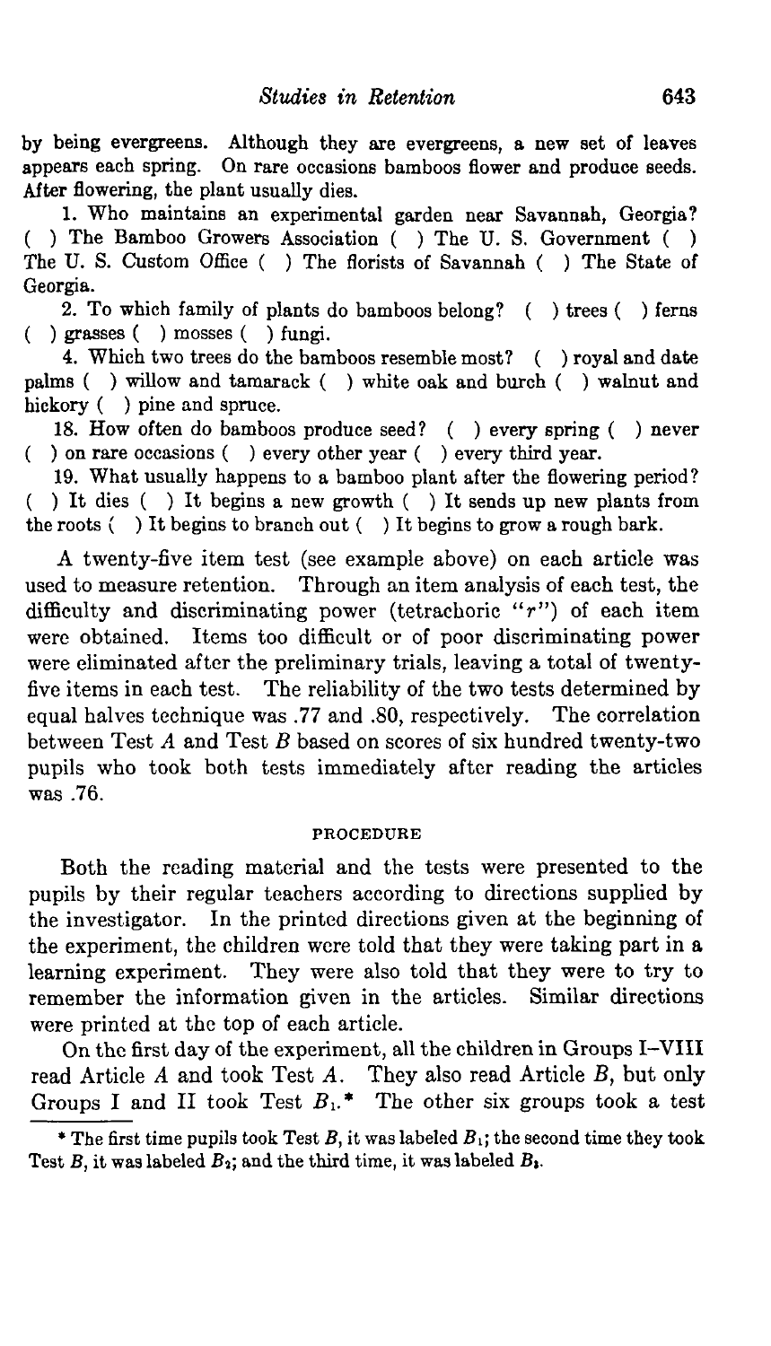by being evergreens. Although they are evergreens, a new set of leaves appears each spring. On rare occasions bamboos flower and produce seeds. After flowering, the plant usually dies.

1. Who maintains an experimental garden near Savannah, Georgia? ( ) The Bamboo Growers Association ( ) The U. S. Government ( ) The U. S. Custom Office ( ) The florists of Savannah ( ) The State of Georgia.

2. To which family of plants do bamboos belong? ( ) trees ( ) ferns ( ) grasses ( ) mosses ( ) fungi.

4. Which two trees do the bamboos resemble most? ( ) royal and date palms ( ) willow and tamarack ( ) white oak and burch ( ) walnut and hickory ( ) pine and spruce.

18. How often do bamboos produce seed? ( ) every spring ( ) never ( ) on rare occasions ( ) every other year ( ) every third year.

19. What usually happens to a bamboo plant after the flowering period? ( ) It dies ( ) It begins a new growth ( ) It sends up new plants from the roots ( ) It begins to branch out ( ) It begins to grow a rough bark.

A twenty-five item test (see example above) on each article was used to measure retention. Through an item analysis of each test, the difficulty and discriminating power (tetrachoric "$r$") of each item were obtained. Items too difficult or of poor discriminating power were eliminated after the preliminary trials, leaving a total of twenty-five items in each test. The reliability of the two tests determined by equal halves technique was .77 and .80, respectively. The correlation between Test $A$ and Test $B$ based on scores of six hundred twenty-two pupils who took both tests immediately after reading the articles was .76.

## PROCEDURE

Both the reading material and the tests were presented to the pupils by their regular teachers according to directions supplied by the investigator. In the printed directions given at the beginning of the experiment, the children were told that they were taking part in a learning experiment. They were also told that they were to try to remember the information given in the articles. Similar directions were printed at the top of each article.

On the first day of the experiment, all the children in Groups I–VIII read Article $A$ and took Test $A$. They also read Article $B$, but only Groups I and II took Test $B_1$.* The other six groups took a test

* The first time pupils took Test $B$, it was labeled $B_1$; the second time they took Test $B$, it was labeled $B_2$; and the third time, it was labeled $B_3$.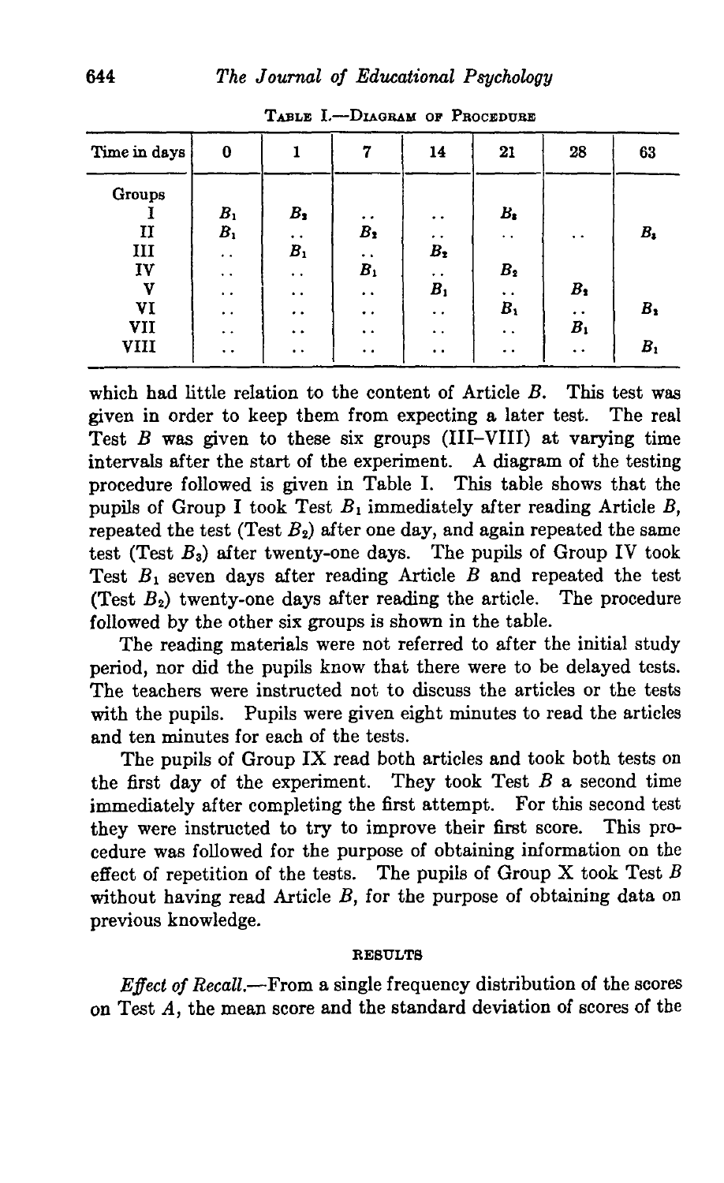TABLE I.—DIAGRAM OF PROCEDURE

| Time in days | 0 | 1 | 7 | 14 | 21 | 28 | 63 |
|---|---|---|---|---|---|---|---|
| Groups | | | | | | | |
| I | $B_1$ | $B_2$ | .. | .. | $B_3$ | | |
| II | $B_1$ | .. | $B_2$ | .. | .. | .. | $B_3$ |
| III | .. | $B_1$ | .. | $B_2$ | | | |
| IV | .. | .. | $B_1$ | .. | $B_2$ | | |
| V | .. | .. | .. | $B_1$ | .. | $B_2$ | |
| VI | .. | .. | .. | .. | $B_1$ | .. | $B_2$ |
| VII | .. | .. | .. | .. | .. | $B_1$ | |
| VIII | .. | .. | .. | .. | .. | .. | $B_1$ |

which had little relation to the content of Article *B*. This test was given in order to keep them from expecting a later test. The real Test *B* was given to these six groups (III–VIII) at varying time intervals after the start of the experiment. A diagram of the testing procedure followed is given in Table I. This table shows that the pupils of Group I took Test $B_1$ immediately after reading Article *B*, repeated the test (Test $B_2$) after one day, and again repeated the same test (Test $B_3$) after twenty-one days. The pupils of Group IV took Test $B_1$ seven days after reading Article *B* and repeated the test (Test $B_2$) twenty-one days after reading the article. The procedure followed by the other six groups is shown in the table.

The reading materials were not referred to after the initial study period, nor did the pupils know that there were to be delayed tests. The teachers were instructed not to discuss the articles or the tests with the pupils. Pupils were given eight minutes to read the articles and ten minutes for each of the tests.

The pupils of Group IX read both articles and took both tests on the first day of the experiment. They took Test *B* a second time immediately after completing the first attempt. For this second test they were instructed to try to improve their first score. This procedure was followed for the purpose of obtaining information on the effect of repetition of the tests. The pupils of Group X took Test *B* without having read Article *B*, for the purpose of obtaining data on previous knowledge.

## RESULTS

*Effect of Recall.*—From a single frequency distribution of the scores on Test *A*, the mean score and the standard deviation of scores of the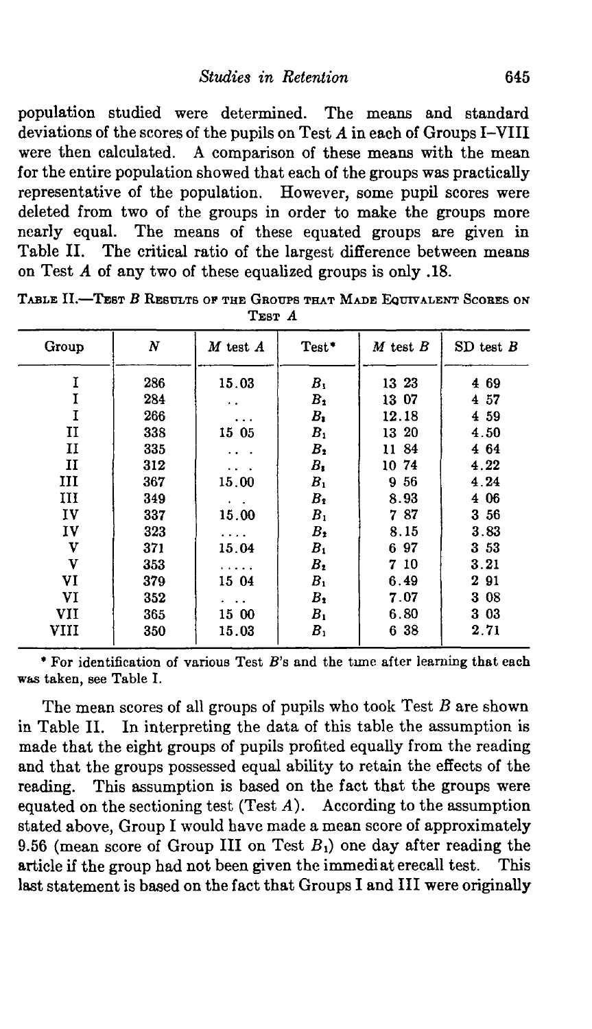population studied were determined. The means and standard deviations of the scores of the pupils on Test $A$ in each of Groups I–VIII were then calculated. A comparison of these means with the mean for the entire population showed that each of the groups was practically representative of the population. However, some pupil scores were deleted from two of the groups in order to make the groups more nearly equal. The means of these equated groups are given in Table II. The critical ratio of the largest difference between means on Test $A$ of any two of these equalized groups is only .18.

TABLE II.—TEST $B$ RESULTS OF THE GROUPS THAT MADE EQUIVALENT SCORES ON TEST $A$

| Group | $N$ | $M$ test $A$ | Test* | $M$ test $B$ | SD test $B$ |
|---|---|---|---|---|---|
| I | 286 | 15.03 | $B_1$ | 13 23 | 4 69 |
| I | 284 | .. | $B_2$ | 13 07 | 4 57 |
| I | 266 | ... | $B_3$ | 12.18 | 4 59 |
| II | 338 | 15 05 | $B_1$ | 13 20 | 4.50 |
| II | 335 | ... | $B_2$ | 11 84 | 4 64 |
| II | 312 | ... | $B_3$ | 10 74 | 4.22 |
| III | 367 | 15.00 | $B_1$ | 9 56 | 4.24 |
| III | 349 | .. | $B_2$ | 8.93 | 4 06 |
| IV | 337 | 15.00 | $B_1$ | 7 87 | 3 56 |
| IV | 323 | .... | $B_2$ | 8.15 | 3.83 |
| V | 371 | 15.04 | $B_1$ | 6 97 | 3 53 |
| V | 353 | ..... | $B_2$ | 7 10 | 3.21 |
| VI | 379 | 15 04 | $B_1$ | 6.49 | 2 91 |
| VI | 352 | ... | $B_2$ | 7.07 | 3 08 |
| VII | 365 | 15 00 | $B_1$ | 6.80 | 3 03 |
| VIII | 350 | 15.03 | $B_1$ | 6 38 | 2.71 |

* For identification of various Test $B$'s and the time after learning that each was taken, see Table I.

The mean scores of all groups of pupils who took Test $B$ are shown in Table II. In interpreting the data of this table the assumption is made that the eight groups of pupils profited equally from the reading and that the groups possessed equal ability to retain the effects of the reading. This assumption is based on the fact that the groups were equated on the sectioning test (Test $A$). According to the assumption stated above, Group I would have made a mean score of approximately 9.56 (mean score of Group III on Test $B_1$) one day after reading the article if the group had not been given the immediat erecall test. This last statement is based on the fact that Groups I and III were originally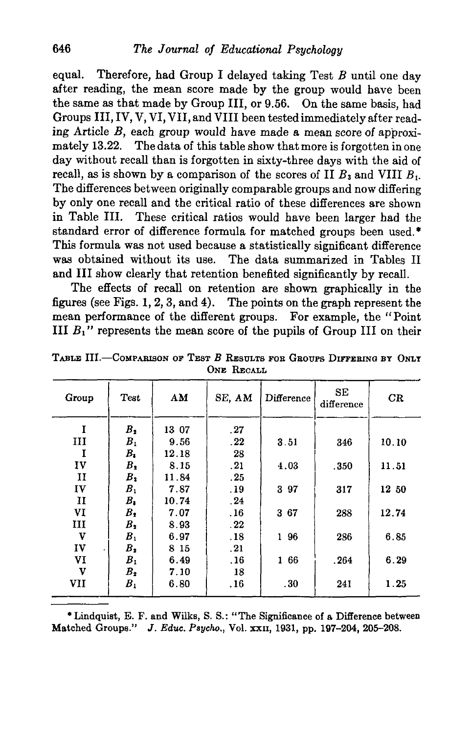equal. Therefore, had Group I delayed taking Test $B$ until one day after reading, the mean score made by the group would have been the same as that made by Group III, or 9.56. On the same basis, had Groups III, IV, V, VI, VII, and VIII been tested immediately after reading Article $B$, each group would have made a mean score of approximately 13.22. The data of this table show that more is forgotten in one day without recall than is forgotten in sixty-three days with the aid of recall, as is shown by a comparison of the scores of II $B_3$ and VIII $B_1$. The differences between originally comparable groups and now differing by only one recall and the critical ratio of these differences are shown in Table III. These critical ratios would have been larger had the standard error of difference formula for matched groups been used.* This formula was not used because a statistically significant difference was obtained without its use. The data summarized in Tables II and III show clearly that retention benefited significantly by recall.

The effects of recall on retention are shown graphically in the figures (see Figs. 1, 2, 3, and 4). The points on the graph represent the mean performance of the different groups. For example, the "Point III $B_1$" represents the mean score of the pupils of Group III on their

TABLE III.—COMPARISON OF TEST $B$ RESULTS FOR GROUPS DIFFERING BY ONLY ONE RECALL

| Group | Test | AM | SE, AM | Difference | SE difference | CR |
|---|---|---|---|---|---|---|
| I | $B_2$ | 13 07 | .27 | | | |
| III | $B_1$ | 9.56 | .22 | 3.51 | 346 | 10.10 |
| I | $B_3$ | 12.18 | 28 | | | |
| IV | $B_2$ | 8.15 | .21 | 4.03 | .350 | 11.51 |
| II | $B_2$ | 11.84 | .25 | | | |
| IV | $B_1$ | 7.87 | .19 | 3 97 | 317 | 12 50 |
| II | $B_3$ | 10.74 | .24 | | | |
| VI | $B_2$ | 7.07 | .16 | 3 67 | 288 | 12.74 |
| III | $B_2$ | 8.93 | .22 | | | |
| V | $B_1$ | 6.97 | .18 | 1 96 | 286 | 6.85 |
| IV | $B_2$ | 8 15 | .21 | | | |
| VI | $B_1$ | 6.49 | .16 | 1 66 | .264 | 6.29 |
| V | $B_2$ | 7.10 | 18 | | | |
| VII | $B_1$ | 6.80 | .16 | .30 | 241 | 1.25 |

* Lindquist, E. F. and Wilks, S. S.: "The Significance of a Difference between Matched Groups." *J. Educ. Psycho.*, Vol. XXII, 1931, pp. 197–204, 205–208.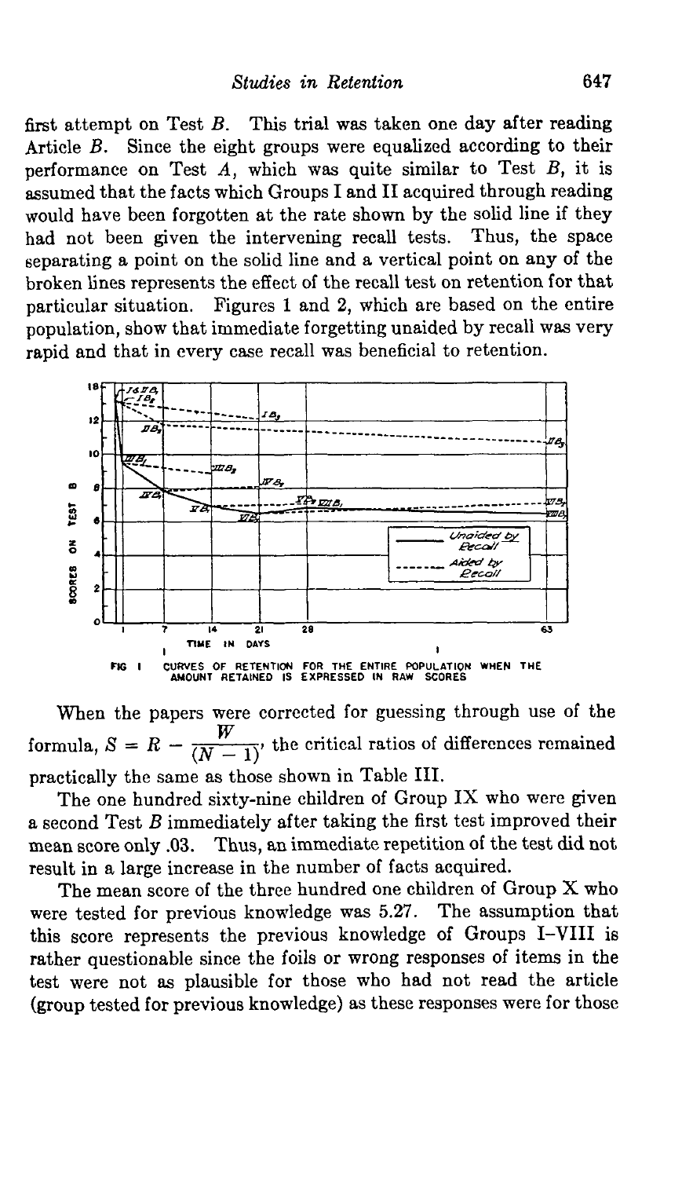first attempt on Test *B*. This trial was taken one day after reading Article *B*. Since the eight groups were equalized according to their performance on Test *A*, which was quite similar to Test *B*, it is assumed that the facts which Groups I and II acquired through reading would have been forgotten at the rate shown by the solid line if they had not been given the intervening recall tests. Thus, the space separating a point on the solid line and a vertical point on any of the broken lines represents the effect of the recall test on retention for that particular situation. Figures 1 and 2, which are based on the entire population, show that immediate forgetting unaided by recall was very rapid and that in every case recall was beneficial to retention.

FIG I CURVES OF RETENTION FOR THE ENTIRE POPULATION WHEN THE AMOUNT RETAINED IS EXPRESSED IN RAW SCORES

When the papers were corrected for guessing through use of the formula, $S = R - \frac{W}{(N - 1)}$, the critical ratios of differences remained practically the same as those shown in Table III.

The one hundred sixty-nine children of Group IX who were given a second Test *B* immediately after taking the first test improved their mean score only .03. Thus, an immediate repetition of the test did not result in a large increase in the number of facts acquired.

The mean score of the three hundred one children of Group X who were tested for previous knowledge was 5.27. The assumption that this score represents the previous knowledge of Groups I–VIII is rather questionable since the foils or wrong responses of items in the test were not as plausible for those who had not read the article (group tested for previous knowledge) as these responses were for those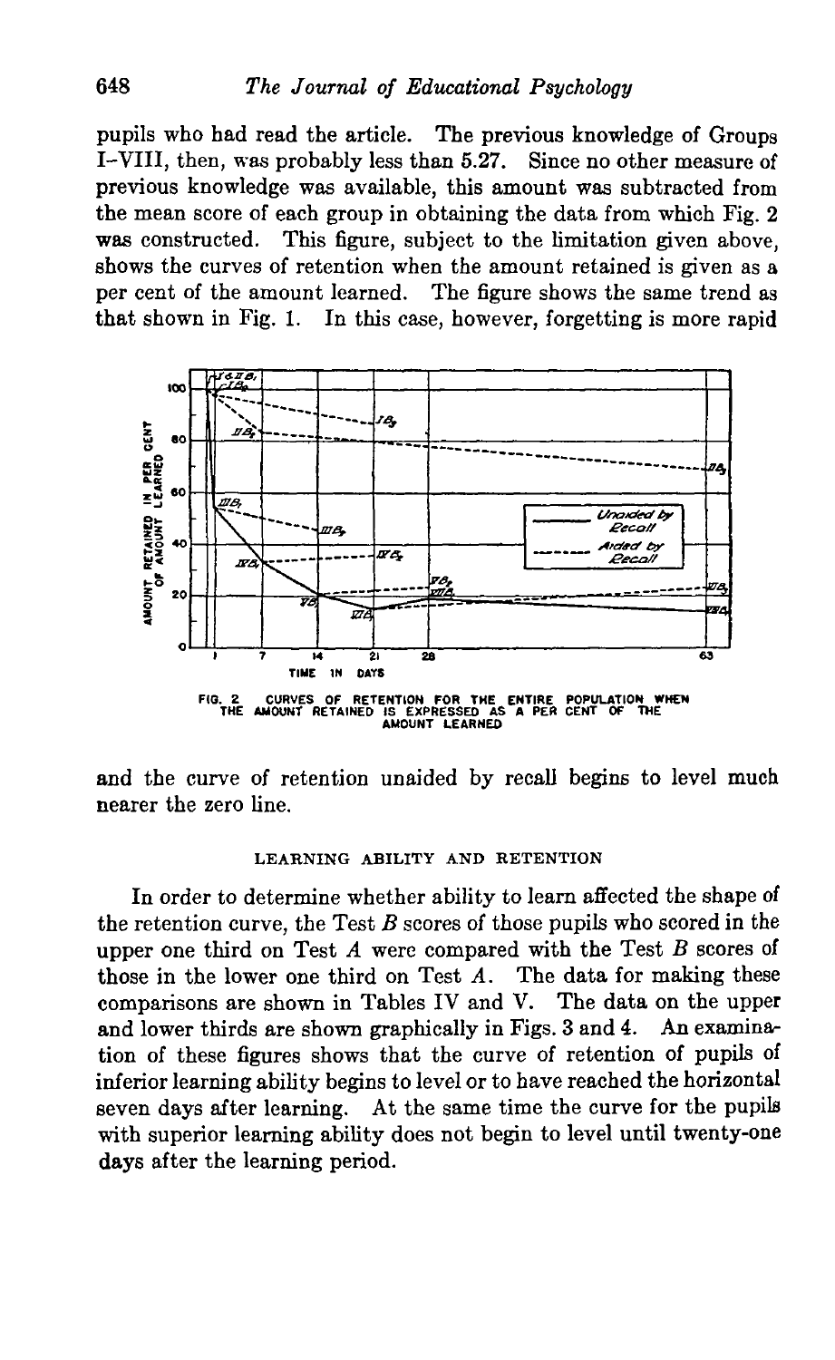pupils who had read the article. The previous knowledge of Groups I–VIII, then, was probably less than 5.27. Since no other measure of previous knowledge was available, this amount was subtracted from the mean score of each group in obtaining the data from which Fig. 2 was constructed. This figure, subject to the limitation given above, shows the curves of retention when the amount retained is given as a per cent of the amount learned. The figure shows the same trend as that shown in Fig. 1. In this case, however, forgetting is more rapid

FIG. 2 CURVES OF RETENTION FOR THE ENTIRE POPULATION WHEN THE AMOUNT RETAINED IS EXPRESSED AS A PER CENT OF THE AMOUNT LEARNED

and the curve of retention unaided by recall begins to level much nearer the zero line.

### LEARNING ABILITY AND RETENTION

In order to determine whether ability to learn affected the shape of the retention curve, the Test *B* scores of those pupils who scored in the upper one third on Test *A* were compared with the Test *B* scores of those in the lower one third on Test *A*. The data for making these comparisons are shown in Tables IV and V. The data on the upper and lower thirds are shown graphically in Figs. 3 and 4. An examination of these figures shows that the curve of retention of pupils of inferior learning ability begins to level or to have reached the horizontal seven days after learning. At the same time the curve for the pupils with superior learning ability does not begin to level until twenty-one days after the learning period.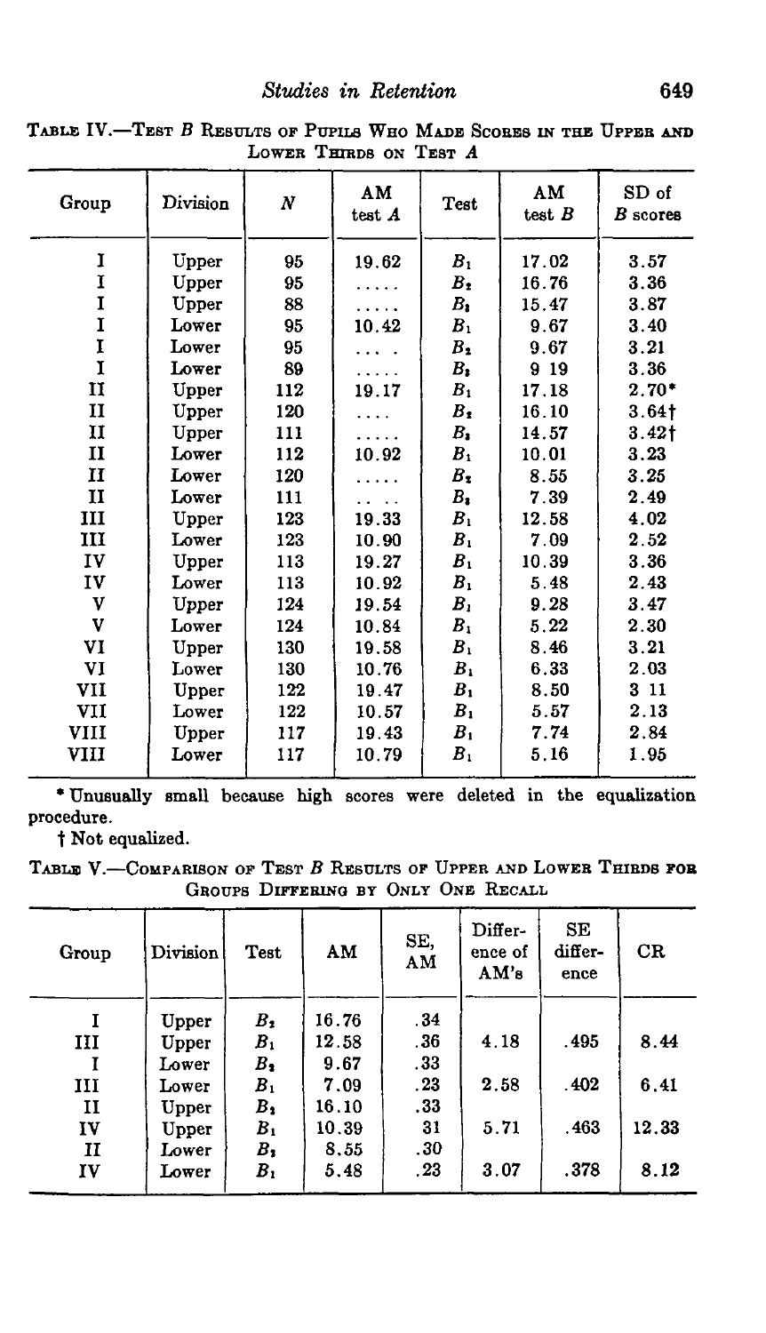TABLE IV.—TEST $B$ RESULTS OF PUPILS WHO MADE SCORES IN THE UPPER AND LOWER THIRDS ON TEST $A$

| Group | Division | $N$ | AM test $A$ | Test | AM test $B$ | SD of $B$ scores |
|---|---|---|---|---|---|---|
| I | Upper | 95 | 19.62 | $B_1$ | 17.02 | 3.57 |
| I | Upper | 95 | ..... | $B_2$ | 16.76 | 3.36 |
| I | Upper | 88 | ..... | $B_3$ | 15.47 | 3.87 |
| I | Lower | 95 | 10.42 | $B_1$ | 9.67 | 3.40 |
| I | Lower | 95 | .... | $B_2$ | 9.67 | 3.21 |
| I | Lower | 89 | ..... | $B_3$ | 9 19 | 3.36 |
| II | Upper | 112 | 19.17 | $B_1$ | 17.18 | 2.70* |
| II | Upper | 120 | .... | $B_2$ | 16.10 | 3.64† |
| II | Upper | 111 | ..... | $B_3$ | 14.57 | 3.42† |
| II | Lower | 112 | 10.92 | $B_1$ | 10.01 | 3.23 |
| II | Lower | 120 | ..... | $B_2$ | 8.55 | 3.25 |
| II | Lower | 111 | .. .. | $B_3$ | 7.39 | 2.49 |
| III | Upper | 123 | 19.33 | $B_1$ | 12.58 | 4.02 |
| III | Lower | 123 | 10.90 | $B_1$ | 7.09 | 2.52 |
| IV | Upper | 113 | 19.27 | $B_1$ | 10.39 | 3.36 |
| IV | Lower | 113 | 10.92 | $B_1$ | 5.48 | 2.43 |
| V | Upper | 124 | 19.54 | $B_1$ | 9.28 | 3.47 |
| V | Lower | 124 | 10.84 | $B_1$ | 5.22 | 2.30 |
| VI | Upper | 130 | 19.58 | $B_1$ | 8.46 | 3.21 |
| VI | Lower | 130 | 10.76 | $B_1$ | 6.33 | 2.03 |
| VII | Upper | 122 | 19.47 | $B_1$ | 8.50 | 3 11 |
| VII | Lower | 122 | 10.57 | $B_1$ | 5.57 | 2.13 |
| VIII | Upper | 117 | 19.43 | $B_1$ | 7.74 | 2.84 |
| VIII | Lower | 117 | 10.79 | $B_1$ | 5.16 | 1.95 |

\* Unusually small because high scores were deleted in the equalization procedure.

† Not equalized.

TABLE V.—COMPARISON OF TEST $B$ RESULTS OF UPPER AND LOWER THIRDS FOR GROUPS DIFFERING BY ONLY ONE RECALL

| Group | Division | Test | AM | SE, AM | Difference of AM's | SE difference | CR |
|---|---|---|---|---|---|---|---|
| I | Upper | $B_2$ | 16.76 | .34 | | | |
| III | Upper | $B_1$ | 12.58 | .36 | 4.18 | .495 | 8.44 |
| I | Lower | $B_2$ | 9.67 | .33 | | | |
| III | Lower | $B_1$ | 7.09 | .23 | 2.58 | .402 | 6.41 |
| II | Upper | $B_2$ | 16.10 | .33 | | | |
| IV | Upper | $B_1$ | 10.39 | 31 | 5.71 | .463 | 12.33 |
| II | Lower | $B_2$ | 8.55 | .30 | | | |
| IV | Lower | $B_1$ | 5.48 | .23 | 3.07 | .378 | 8.12 |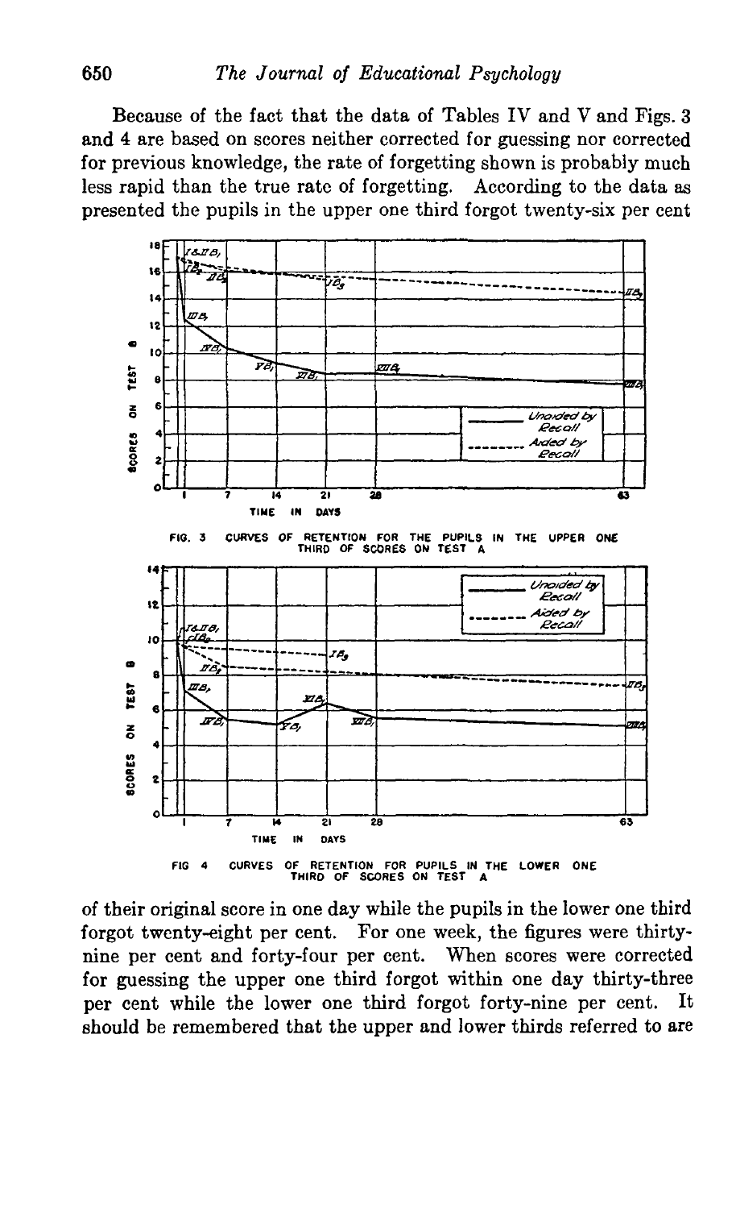Because of the fact that the data of Tables IV and V and Figs. 3 and 4 are based on scores neither corrected for guessing nor corrected for previous knowledge, the rate of forgetting shown is probably much less rapid than the true rate of forgetting. According to the data as presented the pupils in the upper one third forgot twenty-six per cent

FIG. 3 CURVES OF RETENTION FOR THE PUPILS IN THE UPPER ONE THIRD OF SCORES ON TEST A

FIG 4 CURVES OF RETENTION FOR PUPILS IN THE LOWER ONE THIRD OF SCORES ON TEST A

of their original score in one day while the pupils in the lower one third forgot twenty-eight per cent. For one week, the figures were thirty-nine per cent and forty-four per cent. When scores were corrected for guessing the upper one third forgot within one day thirty-three per cent while the lower one third forgot forty-nine per cent. It should be remembered that the upper and lower thirds referred to are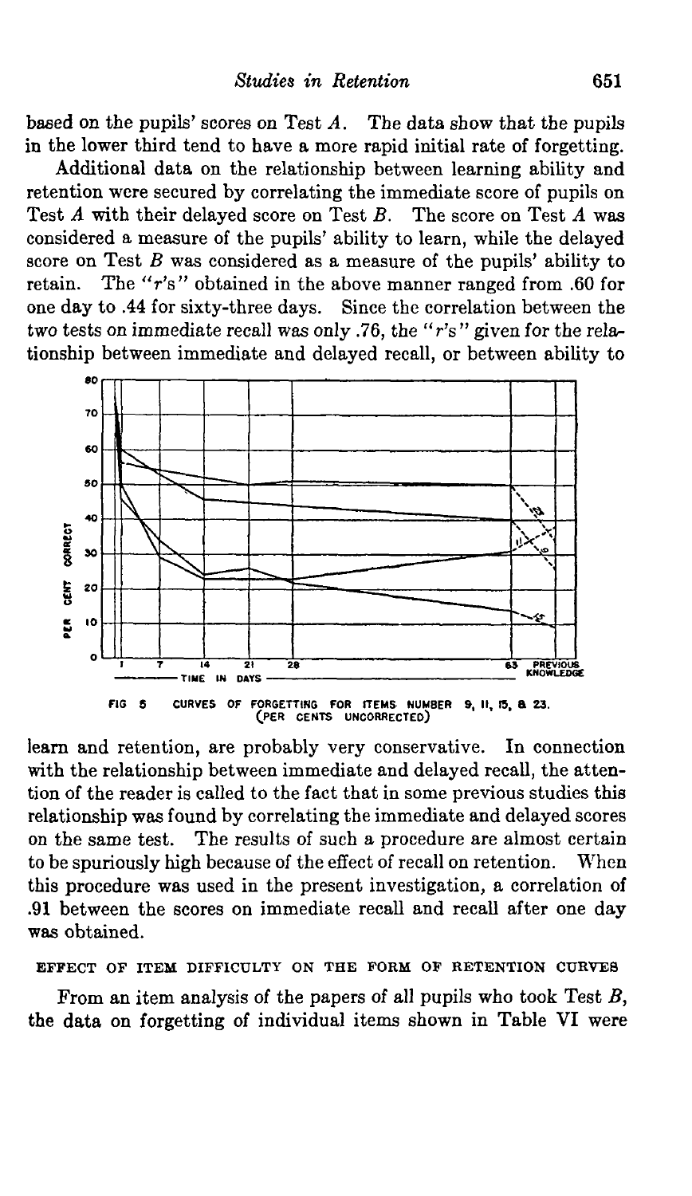based on the pupils' scores on Test *A*. The data show that the pupils in the lower third tend to have a more rapid initial rate of forgetting.

Additional data on the relationship between learning ability and retention were secured by correlating the immediate score of pupils on Test *A* with their delayed score on Test *B*. The score on Test *A* was considered a measure of the pupils' ability to learn, while the delayed score on Test *B* was considered as a measure of the pupils' ability to retain. The "*r*'s" obtained in the above manner ranged from .60 for one day to .44 for sixty-three days. Since the correlation between the two tests on immediate recall was only .76, the "*r*'s" given for the relationship between immediate and delayed recall, or between ability to

FIG 5 CURVES OF FORGETTING FOR ITEMS NUMBER 9, 11, 15, & 23. (PER CENTS UNCORRECTED)

learn and retention, are probably very conservative. In connection with the relationship between immediate and delayed recall, the attention of the reader is called to the fact that in some previous studies this relationship was found by correlating the immediate and delayed scores on the same test. The results of such a procedure are almost certain to be spuriously high because of the effect of recall on retention. When this procedure was used in the present investigation, a correlation of .91 between the scores on immediate recall and recall after one day was obtained.

## EFFECT OF ITEM DIFFICULTY ON THE FORM OF RETENTION CURVES

From an item analysis of the papers of all pupils who took Test *B*, the data on forgetting of individual items shown in Table VI were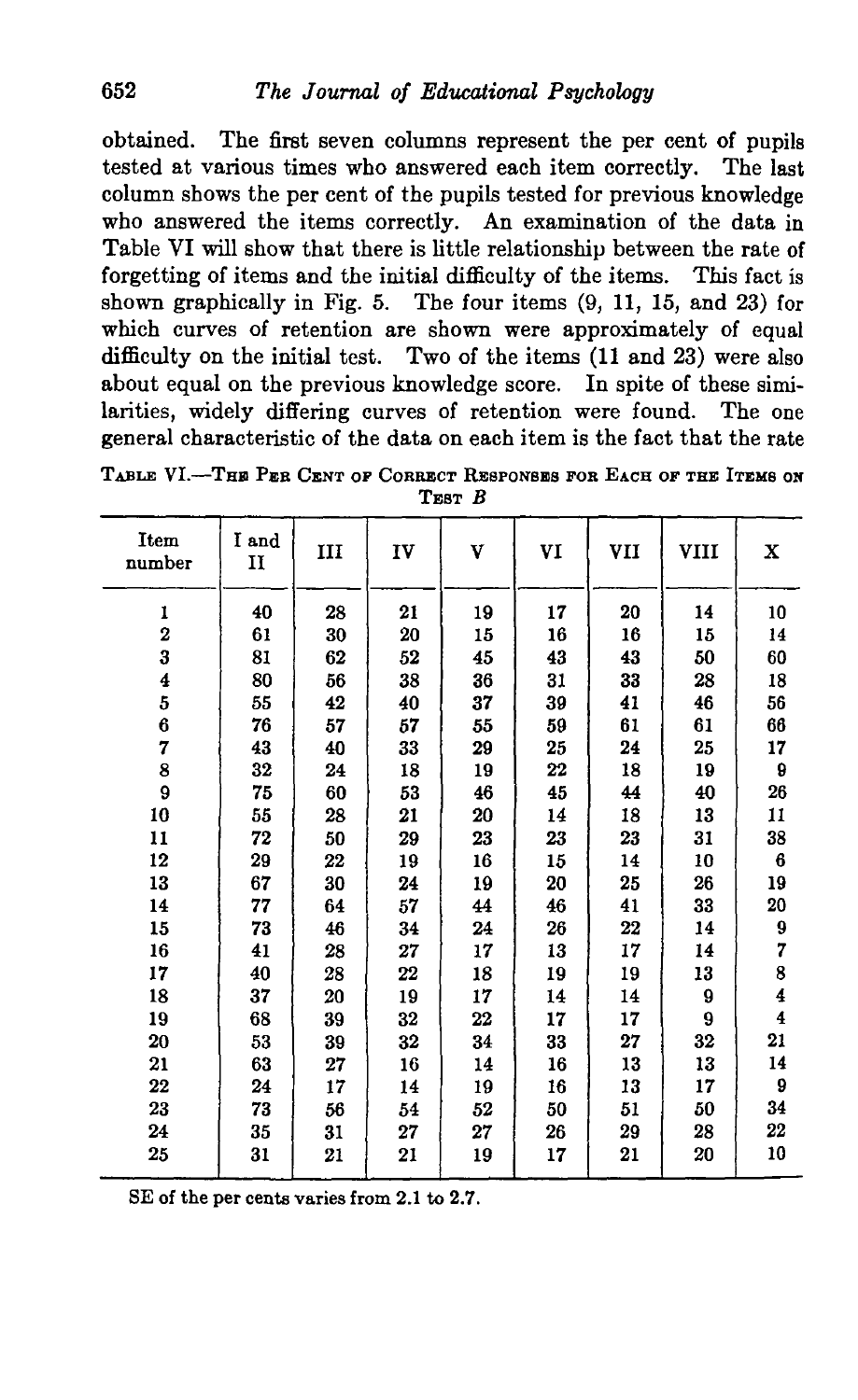obtained. The first seven columns represent the per cent of pupils tested at various times who answered each item correctly. The last column shows the per cent of the pupils tested for previous knowledge who answered the items correctly. An examination of the data in Table VI will show that there is little relationship between the rate of forgetting of items and the initial difficulty of the items. This fact is shown graphically in Fig. 5. The four items (9, 11, 15, and 23) for which curves of retention are shown were approximately of equal difficulty on the initial test. Two of the items (11 and 23) were also about equal on the previous knowledge score. In spite of these similarities, widely differing curves of retention were found. The one general characteristic of the data on each item is the fact that the rate

TABLE VI.—THE PER CENT OF CORRECT RESPONSES FOR EACH OF THE ITEMS ON TEST *B*

| Item number | I and II | III | IV | V | VI | VII | VIII | X |
|---|---|---|---|---|---|---|---|---|
| 1 | 40 | 28 | 21 | 19 | 17 | 20 | 14 | 10 |
| 2 | 61 | 30 | 20 | 15 | 16 | 16 | 15 | 14 |
| 3 | 81 | 62 | 52 | 45 | 43 | 43 | 50 | 60 |
| 4 | 80 | 56 | 38 | 36 | 31 | 33 | 28 | 18 |
| 5 | 55 | 42 | 40 | 37 | 39 | 41 | 46 | 56 |
| 6 | 76 | 57 | 57 | 55 | 59 | 61 | 61 | 66 |
| 7 | 43 | 40 | 33 | 29 | 25 | 24 | 25 | 17 |
| 8 | 32 | 24 | 18 | 19 | 22 | 18 | 19 | 9 |
| 9 | 75 | 60 | 53 | 46 | 45 | 44 | 40 | 26 |
| 10 | 55 | 28 | 21 | 20 | 14 | 18 | 13 | 11 |
| 11 | 72 | 50 | 29 | 23 | 23 | 23 | 31 | 38 |
| 12 | 29 | 22 | 19 | 16 | 15 | 14 | 10 | 6 |
| 13 | 67 | 30 | 24 | 19 | 20 | 25 | 26 | 19 |
| 14 | 77 | 64 | 57 | 44 | 46 | 41 | 33 | 20 |
| 15 | 73 | 46 | 34 | 24 | 26 | 22 | 14 | 9 |
| 16 | 41 | 28 | 27 | 17 | 13 | 17 | 14 | 7 |
| 17 | 40 | 28 | 22 | 18 | 19 | 19 | 13 | 8 |
| 18 | 37 | 20 | 19 | 17 | 14 | 14 | 9 | 4 |
| 19 | 68 | 39 | 32 | 22 | 17 | 17 | 9 | 4 |
| 20 | 53 | 39 | 32 | 34 | 33 | 27 | 32 | 21 |
| 21 | 63 | 27 | 16 | 14 | 16 | 13 | 13 | 14 |
| 22 | 24 | 17 | 14 | 19 | 16 | 13 | 17 | 9 |
| 23 | 73 | 56 | 54 | 52 | 50 | 51 | 50 | 34 |
| 24 | 35 | 31 | 27 | 27 | 26 | 29 | 28 | 22 |
| 25 | 31 | 21 | 21 | 19 | 17 | 21 | 20 | 10 |

SE of the per cents varies from 2.1 to 2.7.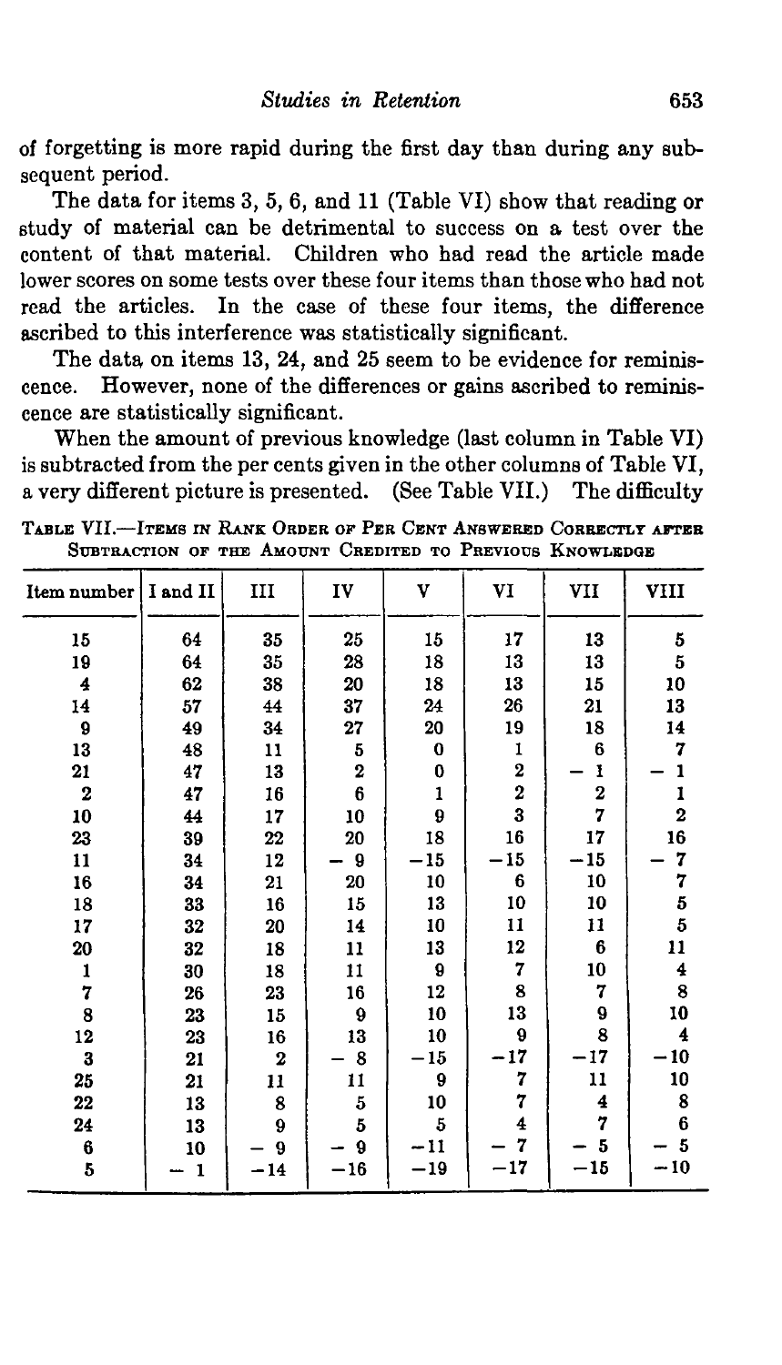of forgetting is more rapid during the first day than during any subsequent period.

The data for items 3, 5, 6, and 11 (Table VI) show that reading or study of material can be detrimental to success on a test over the content of that material. Children who had read the article made lower scores on some tests over these four items than those who had not read the articles. In the case of these four items, the difference ascribed to this interference was statistically significant.

The data on items 13, 24, and 25 seem to be evidence for reminiscence. However, none of the differences or gains ascribed to reminiscence are statistically significant.

When the amount of previous knowledge (last column in Table VI) is subtracted from the per cents given in the other columns of Table VI, a very different picture is presented. (See Table VII.) The difficulty

TABLE VII.—ITEMS IN RANK ORDER OF PER CENT ANSWERED CORRECTLY AFTER SUBTRACTION OF THE AMOUNT CREDITED TO PREVIOUS KNOWLEDGE

| Item number | I and II | III | IV | V | VI | VII | VIII |
|---|---|---|---|---|---|---|---|
| 15 | 64 | 35 | 25 | 15 | 17 | 13 | 5 |
| 19 | 64 | 35 | 28 | 18 | 13 | 13 | 5 |
| 4 | 62 | 38 | 20 | 18 | 13 | 15 | 10 |
| 14 | 57 | 44 | 37 | 24 | 26 | 21 | 13 |
| 9 | 49 | 34 | 27 | 20 | 19 | 18 | 14 |
| 13 | 48 | 11 | 5 | 0 | 1 | 6 | 7 |
| 21 | 47 | 13 | 2 | 0 | 2 | −1 | −1 |
| 2 | 47 | 16 | 6 | 1 | 2 | 2 | 1 |
| 10 | 44 | 17 | 10 | 9 | 3 | 7 | 2 |
| 23 | 39 | 22 | 20 | 18 | 16 | 17 | 16 |
| 11 | 34 | 12 | −9 | −15 | −15 | −15 | −7 |
| 16 | 34 | 21 | 20 | 10 | 6 | 10 | 7 |
| 18 | 33 | 16 | 15 | 13 | 10 | 10 | 5 |
| 17 | 32 | 20 | 14 | 10 | 11 | 11 | 5 |
| 20 | 32 | 18 | 11 | 13 | 12 | 6 | 11 |
| 1 | 30 | 18 | 11 | 9 | 7 | 10 | 4 |
| 7 | 26 | 23 | 16 | 12 | 8 | 7 | 8 |
| 8 | 23 | 15 | 9 | 10 | 13 | 9 | 10 |
| 12 | 23 | 16 | 13 | 10 | 9 | 8 | 4 |
| 3 | 21 | 2 | −8 | −15 | −17 | −17 | −10 |
| 25 | 21 | 11 | 11 | 9 | 7 | 11 | 10 |
| 22 | 13 | 8 | 5 | 10 | 7 | 4 | 8 |
| 24 | 13 | 9 | 5 | 5 | 4 | 7 | 6 |
| 6 | 10 | −9 | −9 | −11 | −7 | −5 | −5 |
| 5 | −1 | −14 | −16 | −19 | −17 | −15 | −10 |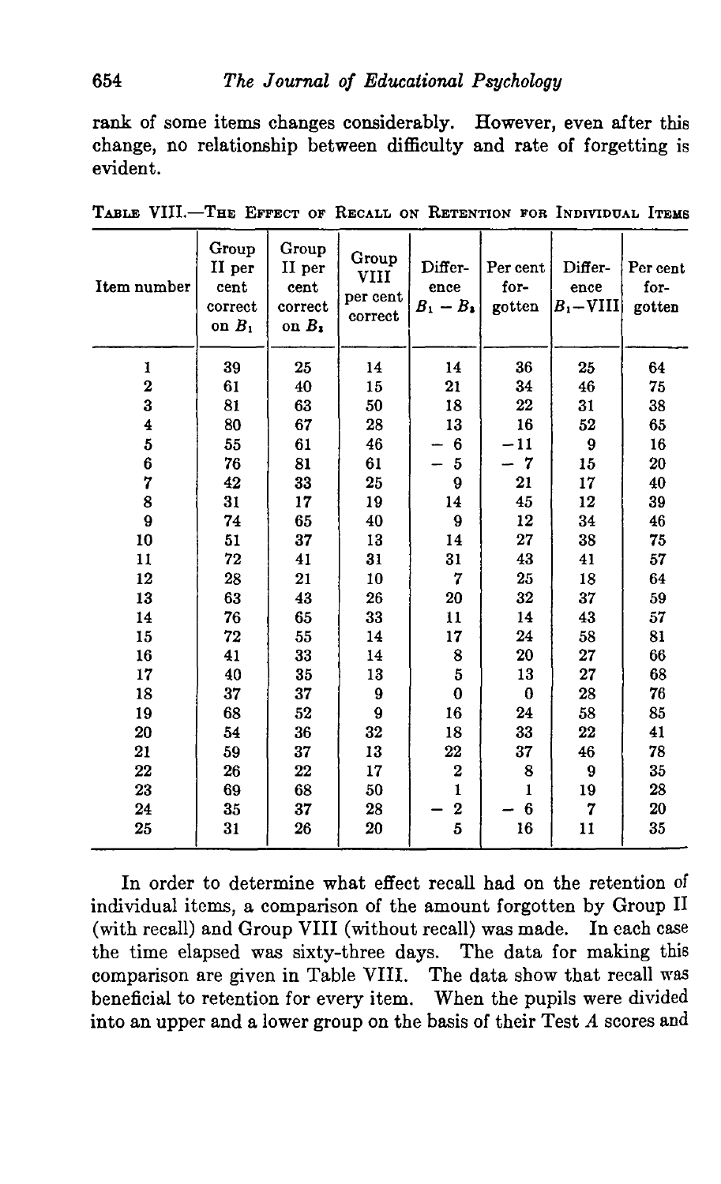rank of some items changes considerably. However, even after this change, no relationship between difficulty and rate of forgetting is evident.

TABLE VIII.—THE EFFECT OF RECALL ON RETENTION FOR INDIVIDUAL ITEMS

| Item number | Group II per cent correct on $B_1$ | Group II per cent correct on $B_3$ | Group VIII per cent correct | Difference $B_1 - B_3$ | Per cent forgotten | Difference $B_1$−VIII | Per cent forgotten |
|---|---|---|---|---|---|---|---|
| 1 | 39 | 25 | 14 | 14 | 36 | 25 | 64 |
| 2 | 61 | 40 | 15 | 21 | 34 | 46 | 75 |
| 3 | 81 | 63 | 50 | 18 | 22 | 31 | 38 |
| 4 | 80 | 67 | 28 | 13 | 16 | 52 | 65 |
| 5 | 55 | 61 | 46 | − 6 | −11 | 9 | 16 |
| 6 | 76 | 81 | 61 | − 5 | − 7 | 15 | 20 |
| 7 | 42 | 33 | 25 | 9 | 21 | 17 | 40 |
| 8 | 31 | 17 | 19 | 14 | 45 | 12 | 39 |
| 9 | 74 | 65 | 40 | 9 | 12 | 34 | 46 |
| 10 | 51 | 37 | 13 | 14 | 27 | 38 | 75 |
| 11 | 72 | 41 | 31 | 31 | 43 | 41 | 57 |
| 12 | 28 | 21 | 10 | 7 | 25 | 18 | 64 |
| 13 | 63 | 43 | 26 | 20 | 32 | 37 | 59 |
| 14 | 76 | 65 | 33 | 11 | 14 | 43 | 57 |
| 15 | 72 | 55 | 14 | 17 | 24 | 58 | 81 |
| 16 | 41 | 33 | 14 | 8 | 20 | 27 | 66 |
| 17 | 40 | 35 | 13 | 5 | 13 | 27 | 68 |
| 18 | 37 | 37 | 9 | 0 | 0 | 28 | 76 |
| 19 | 68 | 52 | 9 | 16 | 24 | 58 | 85 |
| 20 | 54 | 36 | 32 | 18 | 33 | 22 | 41 |
| 21 | 59 | 37 | 13 | 22 | 37 | 46 | 78 |
| 22 | 26 | 22 | 17 | 2 | 8 | 9 | 35 |
| 23 | 69 | 68 | 50 | 1 | 1 | 19 | 28 |
| 24 | 35 | 37 | 28 | − 2 | − 6 | 7 | 20 |
| 25 | 31 | 26 | 20 | 5 | 16 | 11 | 35 |

In order to determine what effect recall had on the retention of individual items, a comparison of the amount forgotten by Group II (with recall) and Group VIII (without recall) was made. In each case the time elapsed was sixty-three days. The data for making this comparison are given in Table VIII. The data show that recall was beneficial to retention for every item. When the pupils were divided into an upper and a lower group on the basis of their Test *A* scores and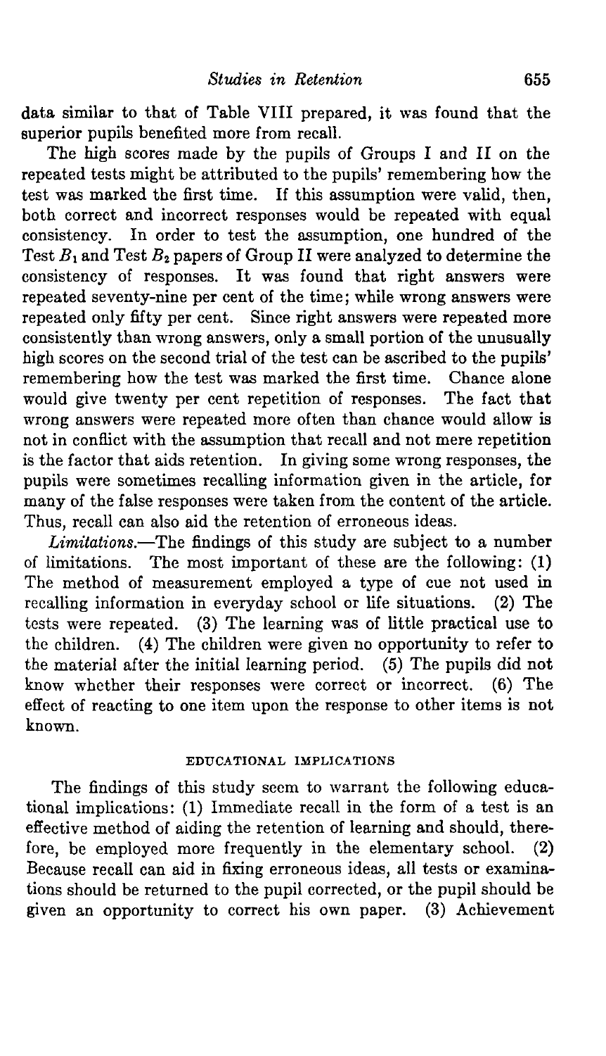data similar to that of Table VIII prepared, it was found that the superior pupils benefited more from recall.

The high scores made by the pupils of Groups I and II on the repeated tests might be attributed to the pupils' remembering how the test was marked the first time. If this assumption were valid, then, both correct and incorrect responses would be repeated with equal consistency. In order to test the assumption, one hundred of the Test $B_1$ and Test $B_2$ papers of Group II were analyzed to determine the consistency of responses. It was found that right answers were repeated seventy-nine per cent of the time; while wrong answers were repeated only fifty per cent. Since right answers were repeated more consistently than wrong answers, only a small portion of the unusually high scores on the second trial of the test can be ascribed to the pupils' remembering how the test was marked the first time. Chance alone would give twenty per cent repetition of responses. The fact that wrong answers were repeated more often than chance would allow is not in conflict with the assumption that recall and not mere repetition is the factor that aids retention. In giving some wrong responses, the pupils were sometimes recalling information given in the article, for many of the false responses were taken from the content of the article. Thus, recall can also aid the retention of erroneous ideas.

*Limitations.*—The findings of this study are subject to a number of limitations. The most important of these are the following: (1) The method of measurement employed a type of cue not used in recalling information in everyday school or life situations. (2) The tests were repeated. (3) The learning was of little practical use to the children. (4) The children were given no opportunity to refer to the material after the initial learning period. (5) The pupils did not know whether their responses were correct or incorrect. (6) The effect of reacting to one item upon the response to other items is not known.

## EDUCATIONAL IMPLICATIONS

The findings of this study seem to warrant the following educational implications: (1) Immediate recall in the form of a test is an effective method of aiding the retention of learning and should, therefore, be employed more frequently in the elementary school. (2) Because recall can aid in fixing erroneous ideas, all tests or examinations should be returned to the pupil corrected, or the pupil should be given an opportunity to correct his own paper. (3) Achievement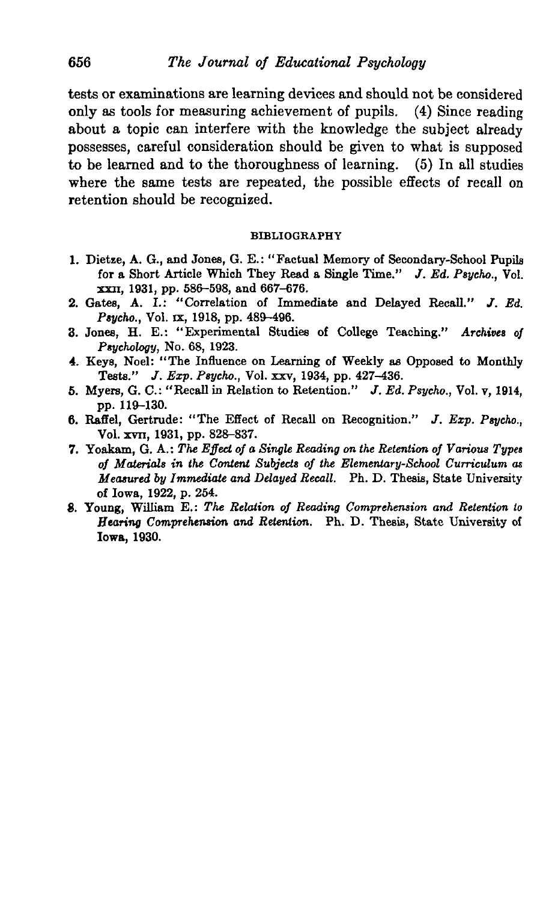tests or examinations are learning devices and should not be considered only as tools for measuring achievement of pupils. (4) Since reading about a topic can interfere with the knowledge the subject already possesses, careful consideration should be given to what is supposed to be learned and to the thoroughness of learning. (5) In all studies where the same tests are repeated, the possible effects of recall on retention should be recognized.

## BIBLIOGRAPHY

1. Dietze, A. G., and Jones, G. E.: "Factual Memory of Secondary-School Pupils for a Short Article Which They Read a Single Time." *J. Ed. Psycho.*, Vol. xxii, 1931, pp. 586–598, and 667–676.
2. Gates, A. I.: "Correlation of Immediate and Delayed Recall." *J. Ed. Psycho.*, Vol. ix, 1918, pp. 489–496.
3. Jones, H. E.: "Experimental Studies of College Teaching." *Archives of Psychology*, No. 68, 1923.
4. Keys, Noel: "The Influence on Learning of Weekly as Opposed to Monthly Tests." *J. Exp. Psycho.*, Vol. xxv, 1934, pp. 427–436.
5. Myers, G. C.: "Recall in Relation to Retention." *J. Ed. Psycho.*, Vol. v, 1914, pp. 119–130.
6. Raffel, Gertrude: "The Effect of Recall on Recognition." *J. Exp. Psycho.*, Vol. xvii, 1931, pp. 828–837.
7. Yoakam, G. A.: *The Effect of a Single Reading on the Retention of Various Types of Materials in the Content Subjects of the Elementary-School Curriculum as Measured by Immediate and Delayed Recall.* Ph. D. Thesis, State University of Iowa, 1922, p. 254.
8. Young, William E.: *The Relation of Reading Comprehension and Retention to Hearing Comprehension and Retention.* Ph. D. Thesis, State University of Iowa, 1930.